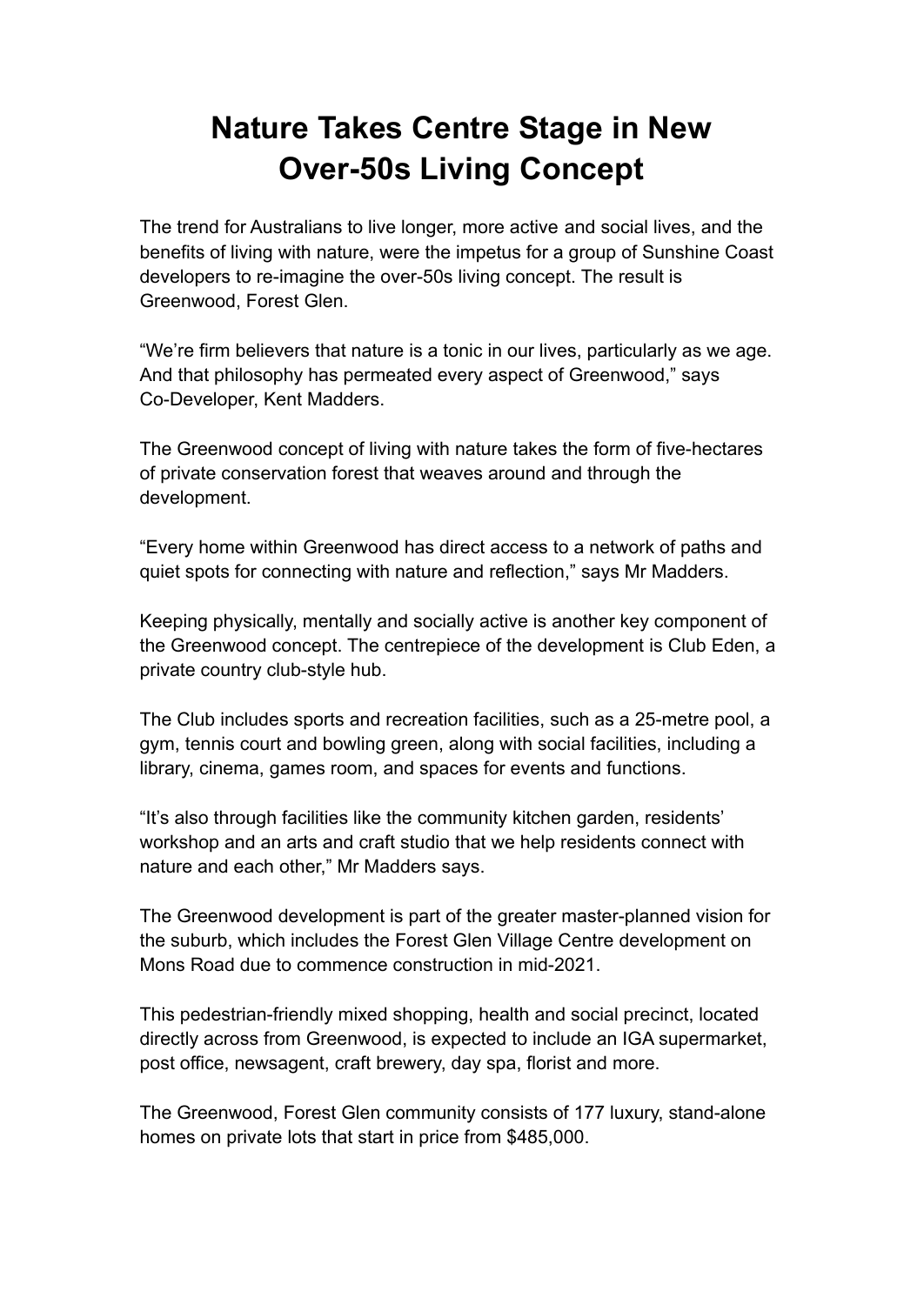# Nature Takes Centre Stage in New Over-50s Living Concept

The trend for Australians to live longer, more active and social lives, and the benefits of living with nature, were the impetus for a group of Sunshine Coast developers to re-imagine the over-50s living concept. The result is Greenwood, Forest Glen.

“We’re firm believers that nature is a tonic in our lives, particularly as we age. And that philosophy has permeated every aspect of Greenwood,” says Co-Developer, Kent Madders.

The Greenwood concept of living with nature takes the form of five-hectares of private conservation forest that weaves around and through the development.

“Every home within Greenwood has direct access to a network of paths and quiet spots for connecting with nature and reflection,” says Mr Madders.

Keeping physically, mentally and socially active is another key component of the Greenwood concept. The centrepiece of the development is Club Eden, a private country club-style hub.

The Club includes sports and recreation facilities, such as a 25-metre pool, a gym, tennis court and bowling green, along with social facilities, including a library, cinema, games room, and spaces for events and functions.

“It’s also through facilities like the community kitchen garden, residents’ workshop and an arts and craft studio that we help residents connect with nature and each other,” Mr Madders says.

The Greenwood development is part of the greater master-planned vision for the suburb, which includes the Forest Glen Village Centre development on Mons Road due to commence construction in mid-2021.

This pedestrian-friendly mixed shopping, health and social precinct, located directly across from Greenwood, is expected to include an IGA supermarket, post office, newsagent, craft brewery, day spa, florist and more.

The Greenwood, Forest Glen community consists of 177 luxury, stand-alone homes on private lots that start in price from $485,000.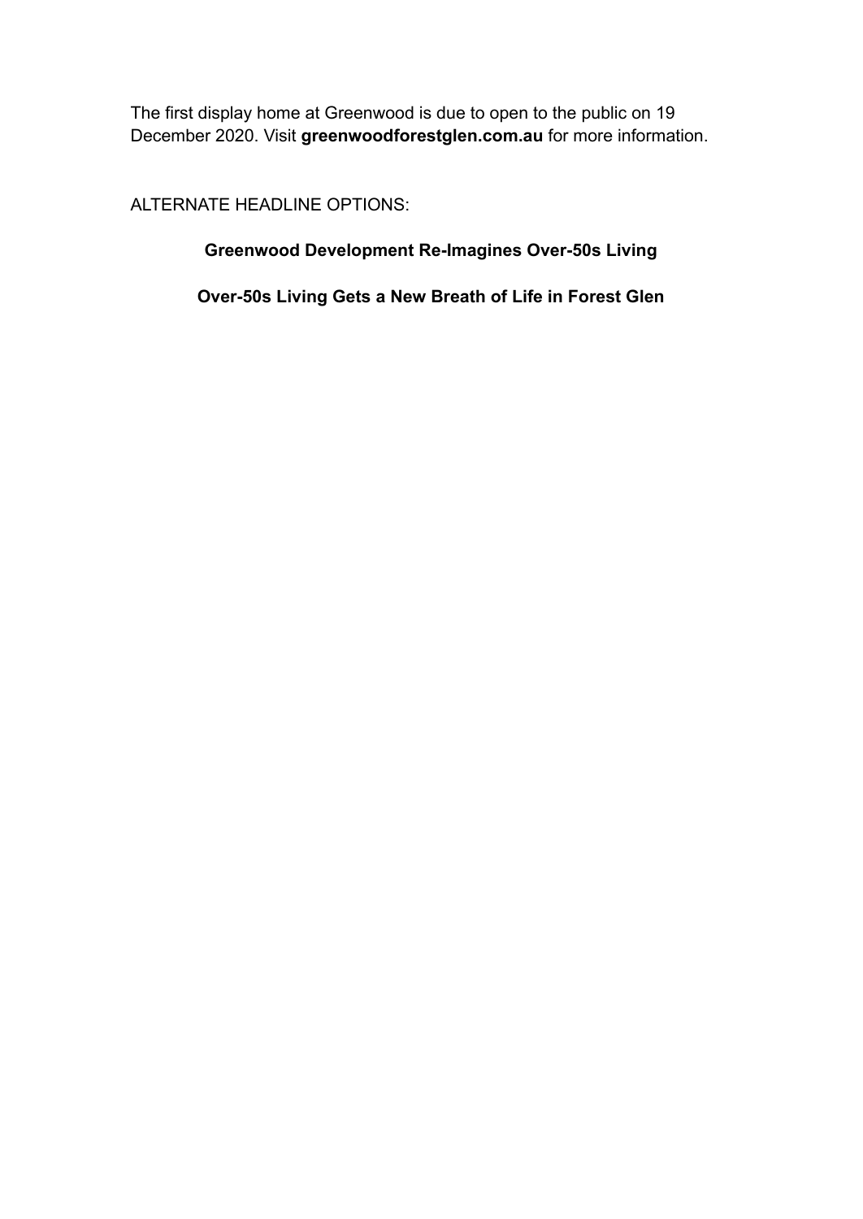The first display home at Greenwood is due to open to the public on 19 December 2020. Visit **greenwoodforestglen.com.au** for more information.

ALTERNATE HEADLINE OPTIONS:

**Greenwood Development Re-Imagines Over-50s Living**

**Over-50s Living Gets a New Breath of Life in Forest Glen**